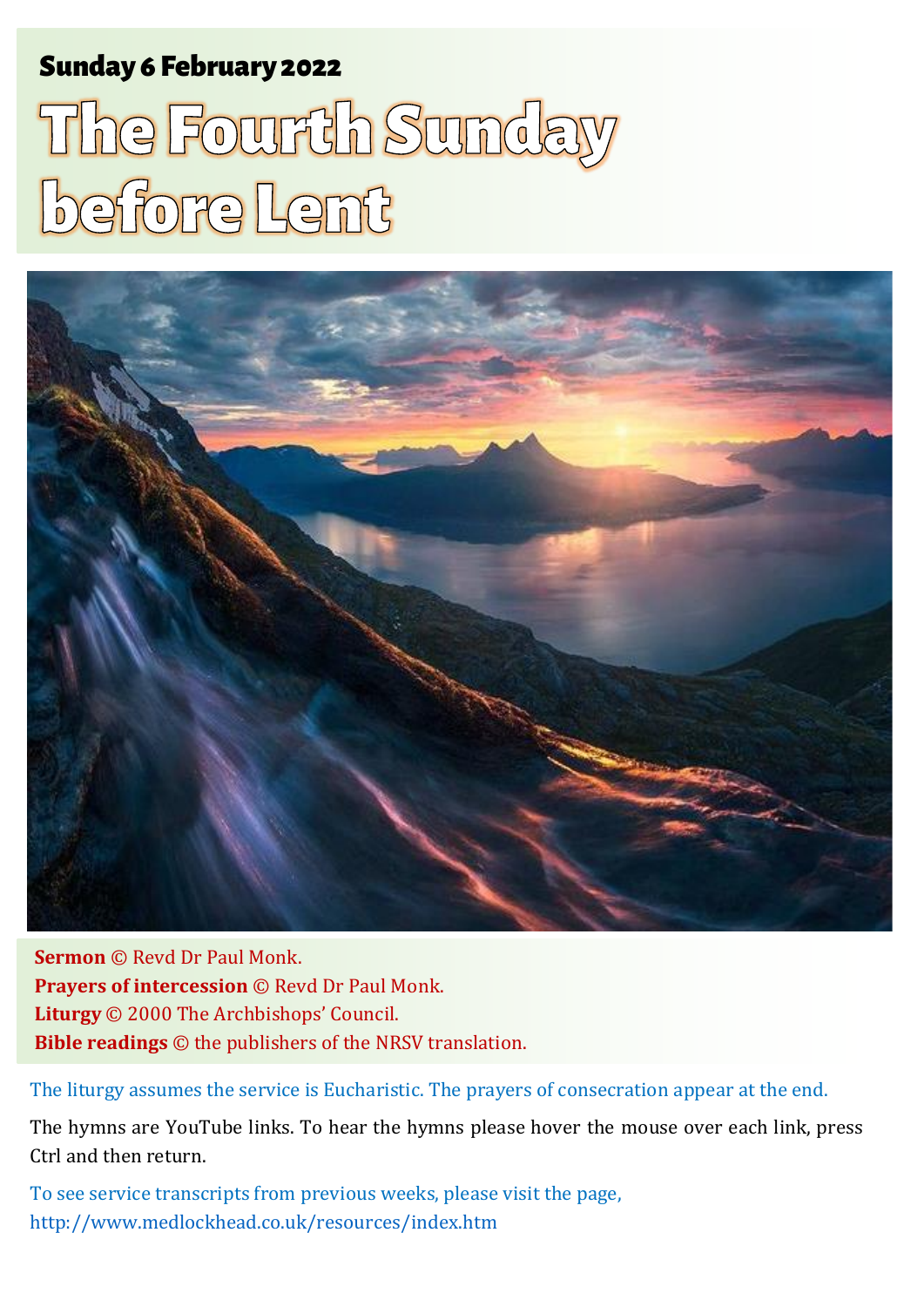**Sunday 6 February 2022**

# The Fourth Sunday before Lent

**Sermon** © Revd Dr Paul Monk.
**Prayers of intercession** © Revd Dr Paul Monk.
**Liturgy** © 2000 The Archbishops' Council.
**Bible readings** © the publishers of the NRSV translation.

The liturgy assumes the service is Eucharistic. The prayers of consecration appear at the end.

The hymns are YouTube links. To hear the hymns please hover the mouse over each link, press Ctrl and then return.

To see service transcripts from previous weeks, please visit the page, http://www.medlockhead.co.uk/resources/index.htm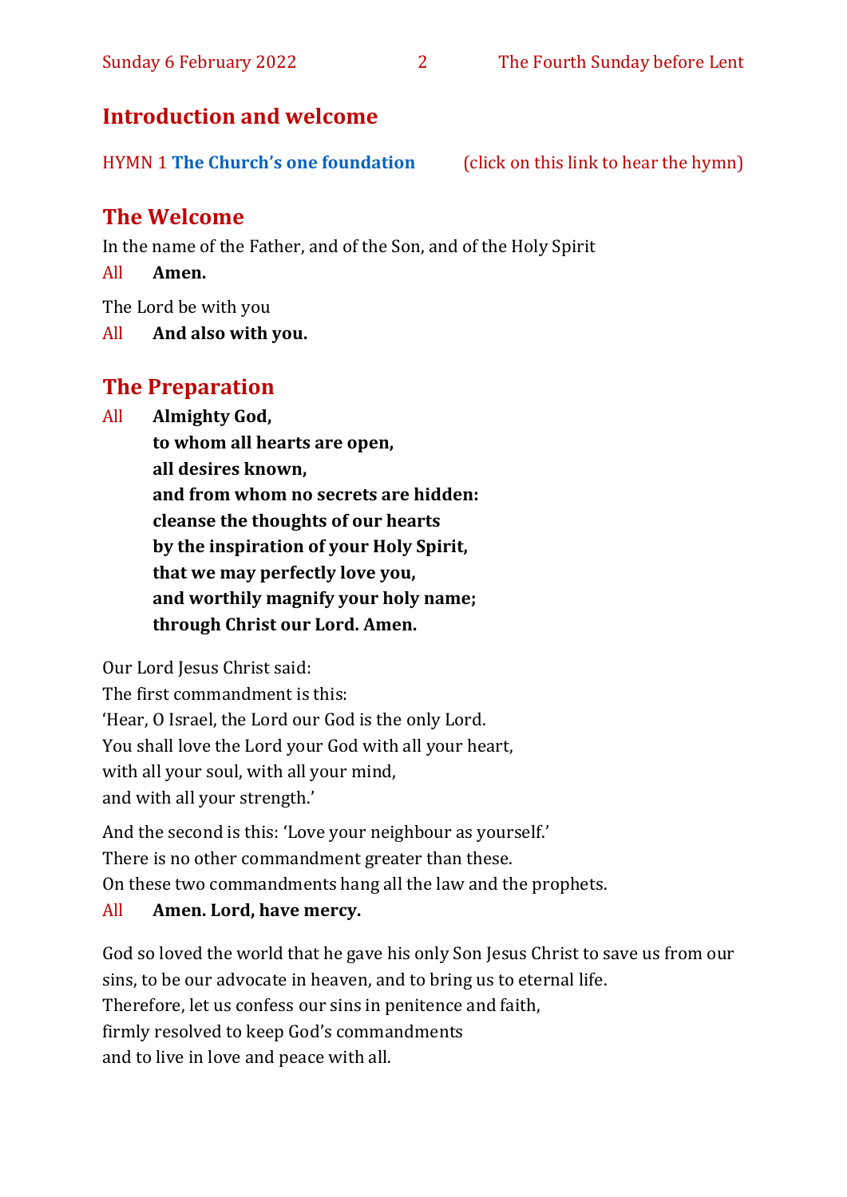## Introduction and welcome

HYMN 1 **The Church's one foundation** (click on this link to hear the hymn)

## The Welcome

In the name of the Father, and of the Son, and of the Holy Spirit

All **Amen.**

The Lord be with you

All **And also with you.**

## The Preparation

All **Almighty God,**
**to whom all hearts are open,**
**all desires known,**
**and from whom no secrets are hidden:**
**cleanse the thoughts of our hearts**
**by the inspiration of your Holy Spirit,**
**that we may perfectly love you,**
**and worthily magnify your holy name;**
**through Christ our Lord. Amen.**

Our Lord Jesus Christ said:
The first commandment is this:
'Hear, O Israel, the Lord our God is the only Lord.
You shall love the Lord your God with all your heart,
with all your soul, with all your mind,
and with all your strength.'

And the second is this: 'Love your neighbour as yourself.'
There is no other commandment greater than these.
On these two commandments hang all the law and the prophets.

All **Amen. Lord, have mercy.**

God so loved the world that he gave his only Son Jesus Christ to save us from our sins, to be our advocate in heaven, and to bring us to eternal life.
Therefore, let us confess our sins in penitence and faith,
firmly resolved to keep God's commandments
and to live in love and peace with all.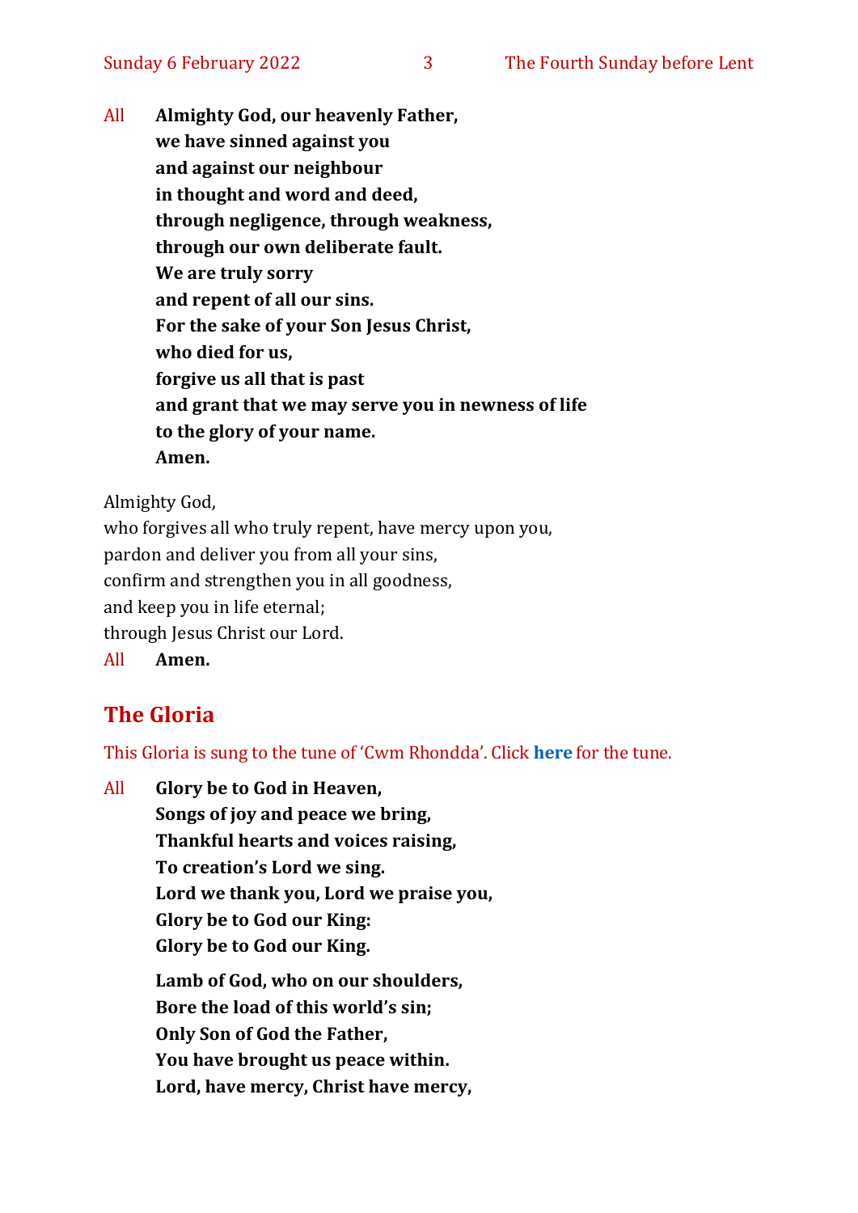All **Almighty God, our heavenly Father,**
**we have sinned against you**
**and against our neighbour**
**in thought and word and deed,**
**through negligence, through weakness,**
**through our own deliberate fault.**
**We are truly sorry**
**and repent of all our sins.**
**For the sake of your Son Jesus Christ,**
**who died for us,**
**forgive us all that is past**
**and grant that we may serve you in newness of life**
**to the glory of your name.**
**Amen.**

Almighty God,
who forgives all who truly repent, have mercy upon you,
pardon and deliver you from all your sins,
confirm and strengthen you in all goodness,
and keep you in life eternal;
through Jesus Christ our Lord.
All **Amen.**

## The Gloria

This Gloria is sung to the tune of 'Cwm Rhondda'. Click **here** for the tune.

All **Glory be to God in Heaven,**
**Songs of joy and peace we bring,**
**Thankful hearts and voices raising,**
**To creation's Lord we sing.**
**Lord we thank you, Lord we praise you,**
**Glory be to God our King:**
**Glory be to God our King.**

**Lamb of God, who on our shoulders,**
**Bore the load of this world's sin;**
**Only Son of God the Father,**
**You have brought us peace within.**
**Lord, have mercy, Christ have mercy,**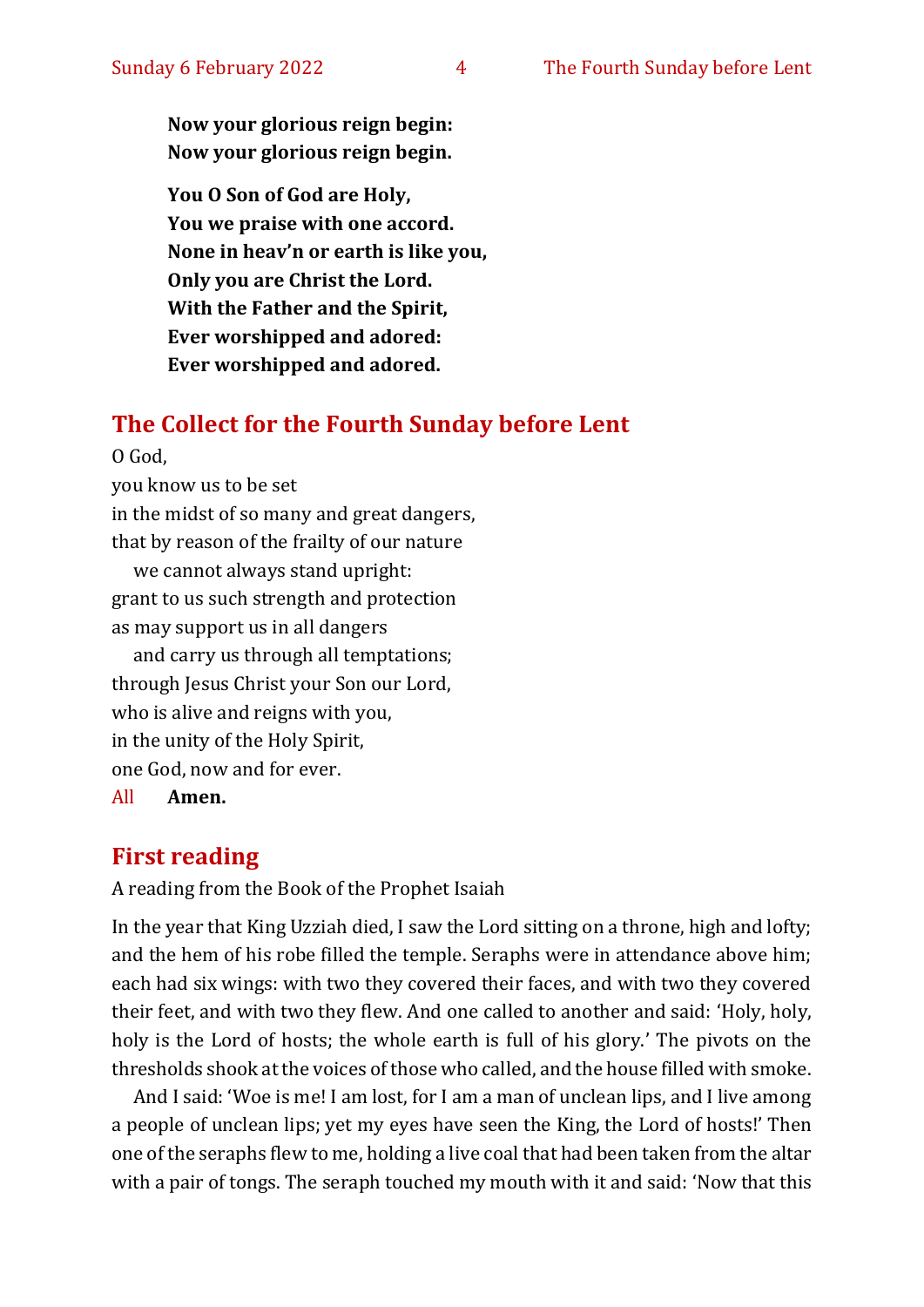**Now your glorious reign begin:**
**Now your glorious reign begin.**

**You O Son of God are Holy,**
**You we praise with one accord.**
**None in heav'n or earth is like you,**
**Only you are Christ the Lord.**
**With the Father and the Spirit,**
**Ever worshipped and adored:**
**Ever worshipped and adored.**

## The Collect for the Fourth Sunday before Lent

O God,
you know us to be set
in the midst of so many and great dangers,
that by reason of the frailty of our nature
   we cannot always stand upright:
grant to us such strength and protection
as may support us in all dangers
   and carry us through all temptations;
through Jesus Christ your Son our Lord,
who is alive and reigns with you,
in the unity of the Holy Spirit,
one God, now and for ever.
All **Amen.**

## First reading

A reading from the Book of the Prophet Isaiah

In the year that King Uzziah died, I saw the Lord sitting on a throne, high and lofty; and the hem of his robe filled the temple. Seraphs were in attendance above him; each had six wings: with two they covered their faces, and with two they covered their feet, and with two they flew. And one called to another and said: 'Holy, holy, holy is the Lord of hosts; the whole earth is full of his glory.' The pivots on the thresholds shook at the voices of those who called, and the house filled with smoke.

And I said: 'Woe is me! I am lost, for I am a man of unclean lips, and I live among a people of unclean lips; yet my eyes have seen the King, the Lord of hosts!' Then one of the seraphs flew to me, holding a live coal that had been taken from the altar with a pair of tongs. The seraph touched my mouth with it and said: 'Now that this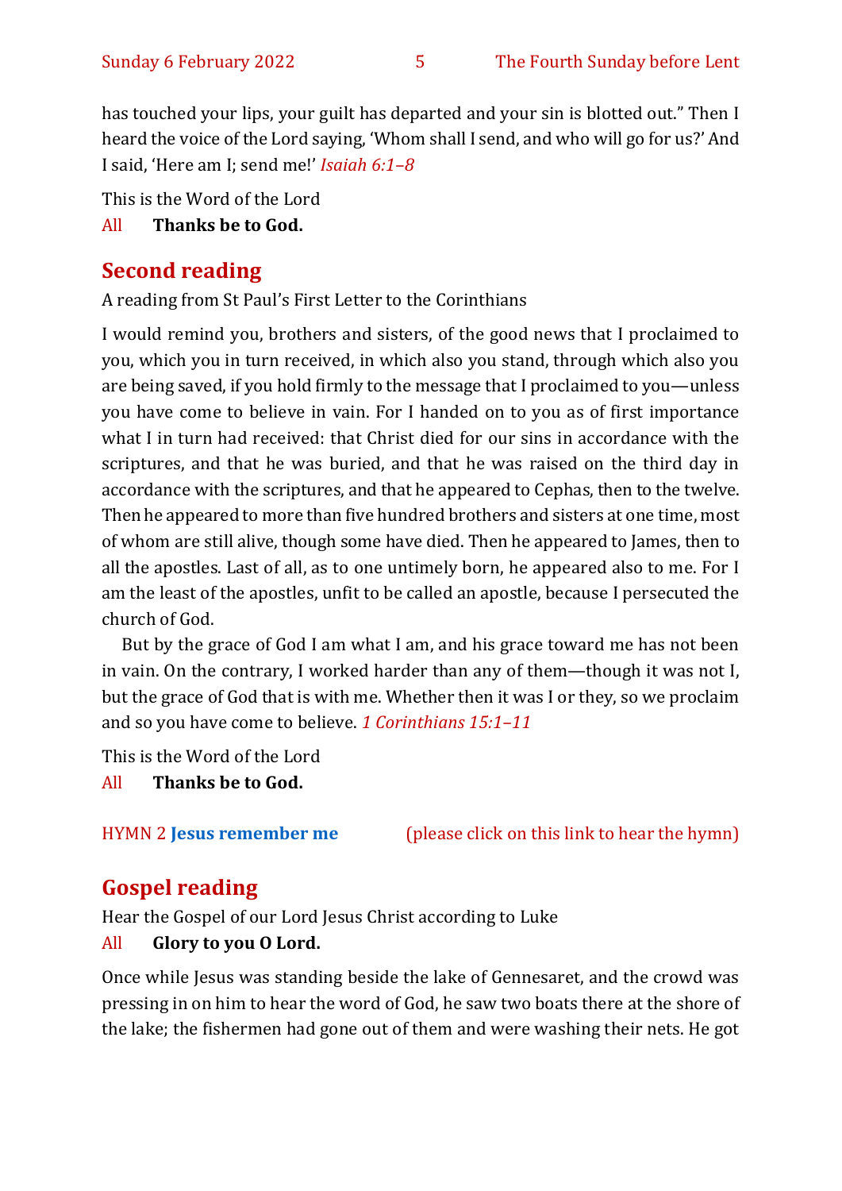has touched your lips, your guilt has departed and your sin is blotted out." Then I heard the voice of the Lord saying, 'Whom shall I send, and who will go for us?' And I said, 'Here am I; send me!' *Isaiah 6:1–8*

This is the Word of the Lord

All **Thanks be to God.**

## Second reading

A reading from St Paul's First Letter to the Corinthians

I would remind you, brothers and sisters, of the good news that I proclaimed to you, which you in turn received, in which also you stand, through which also you are being saved, if you hold firmly to the message that I proclaimed to you—unless you have come to believe in vain. For I handed on to you as of first importance what I in turn had received: that Christ died for our sins in accordance with the scriptures, and that he was buried, and that he was raised on the third day in accordance with the scriptures, and that he appeared to Cephas, then to the twelve. Then he appeared to more than five hundred brothers and sisters at one time, most of whom are still alive, though some have died. Then he appeared to James, then to all the apostles. Last of all, as to one untimely born, he appeared also to me. For I am the least of the apostles, unfit to be called an apostle, because I persecuted the church of God.

But by the grace of God I am what I am, and his grace toward me has not been in vain. On the contrary, I worked harder than any of them—though it was not I, but the grace of God that is with me. Whether then it was I or they, so we proclaim and so you have come to believe. *1 Corinthians 15:1–11*

This is the Word of the Lord

All **Thanks be to God.**

HYMN 2 **Jesus remember me** (please click on this link to hear the hymn)

## Gospel reading

Hear the Gospel of our Lord Jesus Christ according to Luke

All **Glory to you O Lord.**

Once while Jesus was standing beside the lake of Gennesaret, and the crowd was pressing in on him to hear the word of God, he saw two boats there at the shore of the lake; the fishermen had gone out of them and were washing their nets. He got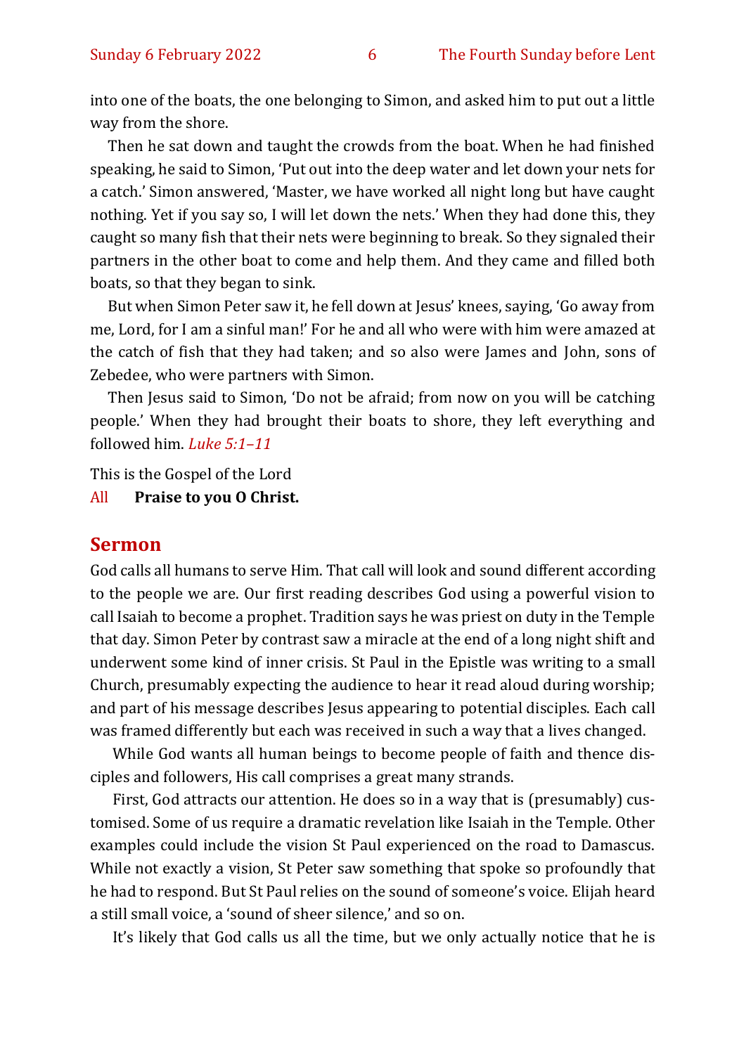into one of the boats, the one belonging to Simon, and asked him to put out a little way from the shore.

Then he sat down and taught the crowds from the boat. When he had finished speaking, he said to Simon, 'Put out into the deep water and let down your nets for a catch.' Simon answered, 'Master, we have worked all night long but have caught nothing. Yet if you say so, I will let down the nets.' When they had done this, they caught so many fish that their nets were beginning to break. So they signaled their partners in the other boat to come and help them. And they came and filled both boats, so that they began to sink.

But when Simon Peter saw it, he fell down at Jesus' knees, saying, 'Go away from me, Lord, for I am a sinful man!' For he and all who were with him were amazed at the catch of fish that they had taken; and so also were James and John, sons of Zebedee, who were partners with Simon.

Then Jesus said to Simon, 'Do not be afraid; from now on you will be catching people.' When they had brought their boats to shore, they left everything and followed him. *Luke 5:1–11*

This is the Gospel of the Lord

All **Praise to you O Christ.**

## Sermon

God calls all humans to serve Him. That call will look and sound different according to the people we are. Our first reading describes God using a powerful vision to call Isaiah to become a prophet. Tradition says he was priest on duty in the Temple that day. Simon Peter by contrast saw a miracle at the end of a long night shift and underwent some kind of inner crisis. St Paul in the Epistle was writing to a small Church, presumably expecting the audience to hear it read aloud during worship; and part of his message describes Jesus appearing to potential disciples. Each call was framed differently but each was received in such a way that a lives changed.

While God wants all human beings to become people of faith and thence disciples and followers, His call comprises a great many strands.

First, God attracts our attention. He does so in a way that is (presumably) customised. Some of us require a dramatic revelation like Isaiah in the Temple. Other examples could include the vision St Paul experienced on the road to Damascus. While not exactly a vision, St Peter saw something that spoke so profoundly that he had to respond. But St Paul relies on the sound of someone's voice. Elijah heard a still small voice, a 'sound of sheer silence,' and so on.

It's likely that God calls us all the time, but we only actually notice that he is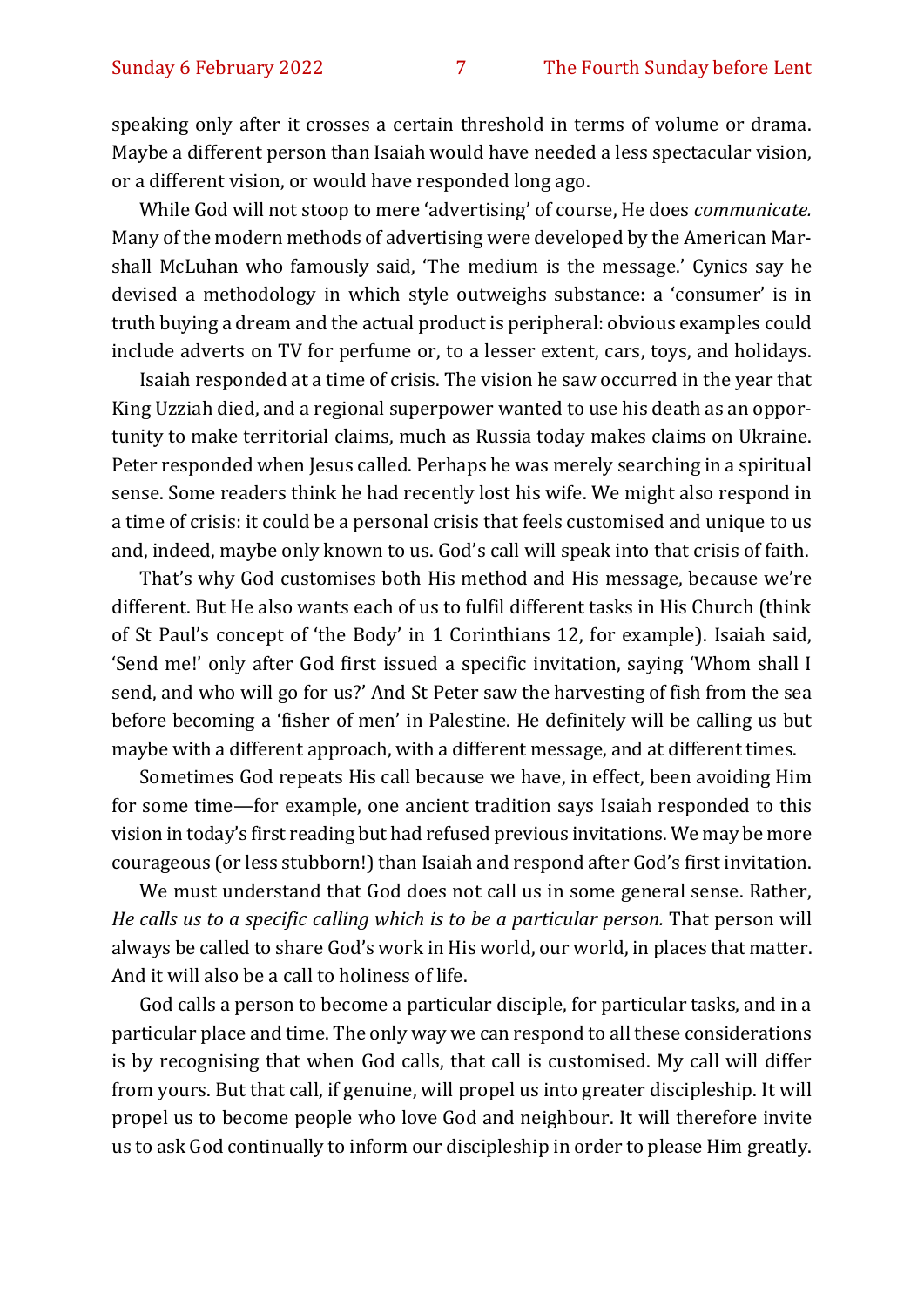speaking only after it crosses a certain threshold in terms of volume or drama. Maybe a different person than Isaiah would have needed a less spectacular vision, or a different vision, or would have responded long ago.

While God will not stoop to mere 'advertising' of course, He does *communicate.* Many of the modern methods of advertising were developed by the American Marshall McLuhan who famously said, 'The medium is the message.' Cynics say he devised a methodology in which style outweighs substance: a 'consumer' is in truth buying a dream and the actual product is peripheral: obvious examples could include adverts on TV for perfume or, to a lesser extent, cars, toys, and holidays.

Isaiah responded at a time of crisis. The vision he saw occurred in the year that King Uzziah died, and a regional superpower wanted to use his death as an opportunity to make territorial claims, much as Russia today makes claims on Ukraine. Peter responded when Jesus called. Perhaps he was merely searching in a spiritual sense. Some readers think he had recently lost his wife. We might also respond in a time of crisis: it could be a personal crisis that feels customised and unique to us and, indeed, maybe only known to us. God's call will speak into that crisis of faith.

That's why God customises both His method and His message, because we're different. But He also wants each of us to fulfil different tasks in His Church (think of St Paul's concept of 'the Body' in 1 Corinthians 12, for example). Isaiah said, 'Send me!' only after God first issued a specific invitation, saying 'Whom shall I send, and who will go for us?' And St Peter saw the harvesting of fish from the sea before becoming a 'fisher of men' in Palestine. He definitely will be calling us but maybe with a different approach, with a different message, and at different times.

Sometimes God repeats His call because we have, in effect, been avoiding Him for some time—for example, one ancient tradition says Isaiah responded to this vision in today's first reading but had refused previous invitations. We may be more courageous (or less stubborn!) than Isaiah and respond after God's first invitation.

We must understand that God does not call us in some general sense. Rather, *He calls us to a specific calling which is to be a particular person.* That person will always be called to share God's work in His world, our world, in places that matter. And it will also be a call to holiness of life.

God calls a person to become a particular disciple, for particular tasks, and in a particular place and time. The only way we can respond to all these considerations is by recognising that when God calls, that call is customised. My call will differ from yours. But that call, if genuine, will propel us into greater discipleship. It will propel us to become people who love God and neighbour. It will therefore invite us to ask God continually to inform our discipleship in order to please Him greatly.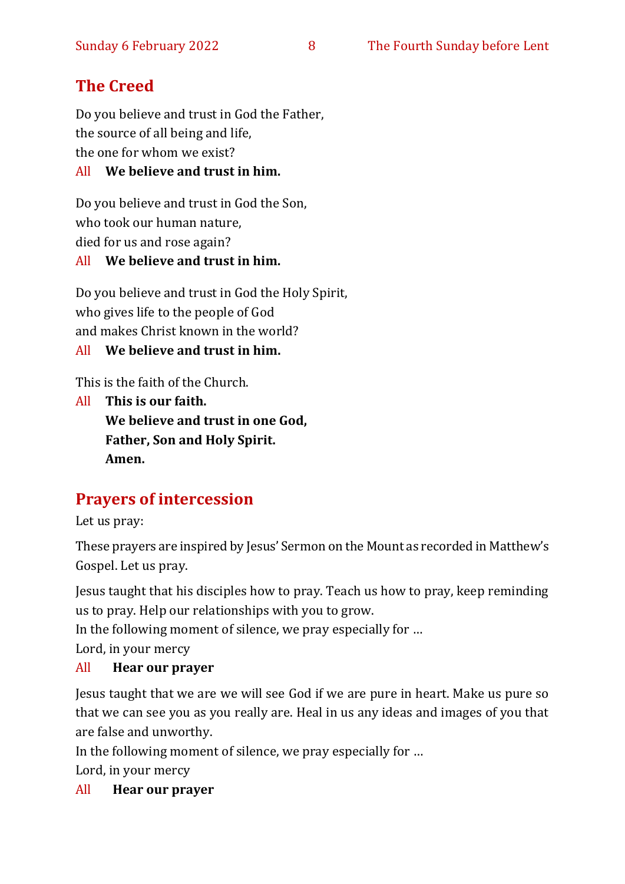## The Creed

Do you believe and trust in God the Father,
the source of all being and life,
the one for whom we exist?

All **We believe and trust in him.**

Do you believe and trust in God the Son,
who took our human nature,
died for us and rose again?

All **We believe and trust in him.**

Do you believe and trust in God the Holy Spirit,
who gives life to the people of God
and makes Christ known in the world?

All **We believe and trust in him.**

This is the faith of the Church.

All **This is our faith.**
**We believe and trust in one God,**
**Father, Son and Holy Spirit.**
**Amen.**

## Prayers of intercession

Let us pray:

These prayers are inspired by Jesus' Sermon on the Mount as recorded in Matthew's Gospel. Let us pray.

Jesus taught that his disciples how to pray. Teach us how to pray, keep reminding us to pray. Help our relationships with you to grow.
In the following moment of silence, we pray especially for …
Lord, in your mercy

All **Hear our prayer**

Jesus taught that we are we will see God if we are pure in heart. Make us pure so that we can see you as you really are. Heal in us any ideas and images of you that are false and unworthy.
In the following moment of silence, we pray especially for …
Lord, in your mercy

All **Hear our prayer**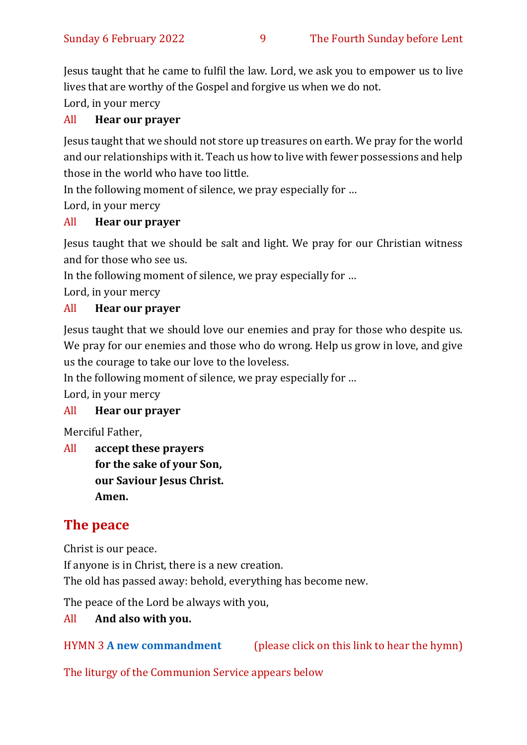Jesus taught that he came to fulfil the law. Lord, we ask you to empower us to live lives that are worthy of the Gospel and forgive us when we do not.

Lord, in your mercy

All **Hear our prayer**

Jesus taught that we should not store up treasures on earth. We pray for the world and our relationships with it. Teach us how to live with fewer possessions and help those in the world who have too little.

In the following moment of silence, we pray especially for …

Lord, in your mercy

All **Hear our prayer**

Jesus taught that we should be salt and light. We pray for our Christian witness and for those who see us.

In the following moment of silence, we pray especially for …

Lord, in your mercy

All **Hear our prayer**

Jesus taught that we should love our enemies and pray for those who despite us. We pray for our enemies and those who do wrong. Help us grow in love, and give us the courage to take our love to the loveless.

In the following moment of silence, we pray especially for …

Lord, in your mercy

All **Hear our prayer**

Merciful Father,

All **accept these prayers**
**for the sake of your Son,**
**our Saviour Jesus Christ.**
**Amen.**

## The peace

Christ is our peace.
If anyone is in Christ, there is a new creation.
The old has passed away: behold, everything has become new.

The peace of the Lord be always with you,

All **And also with you.**

HYMN 3 **A new commandment** (please click on this link to hear the hymn)

The liturgy of the Communion Service appears below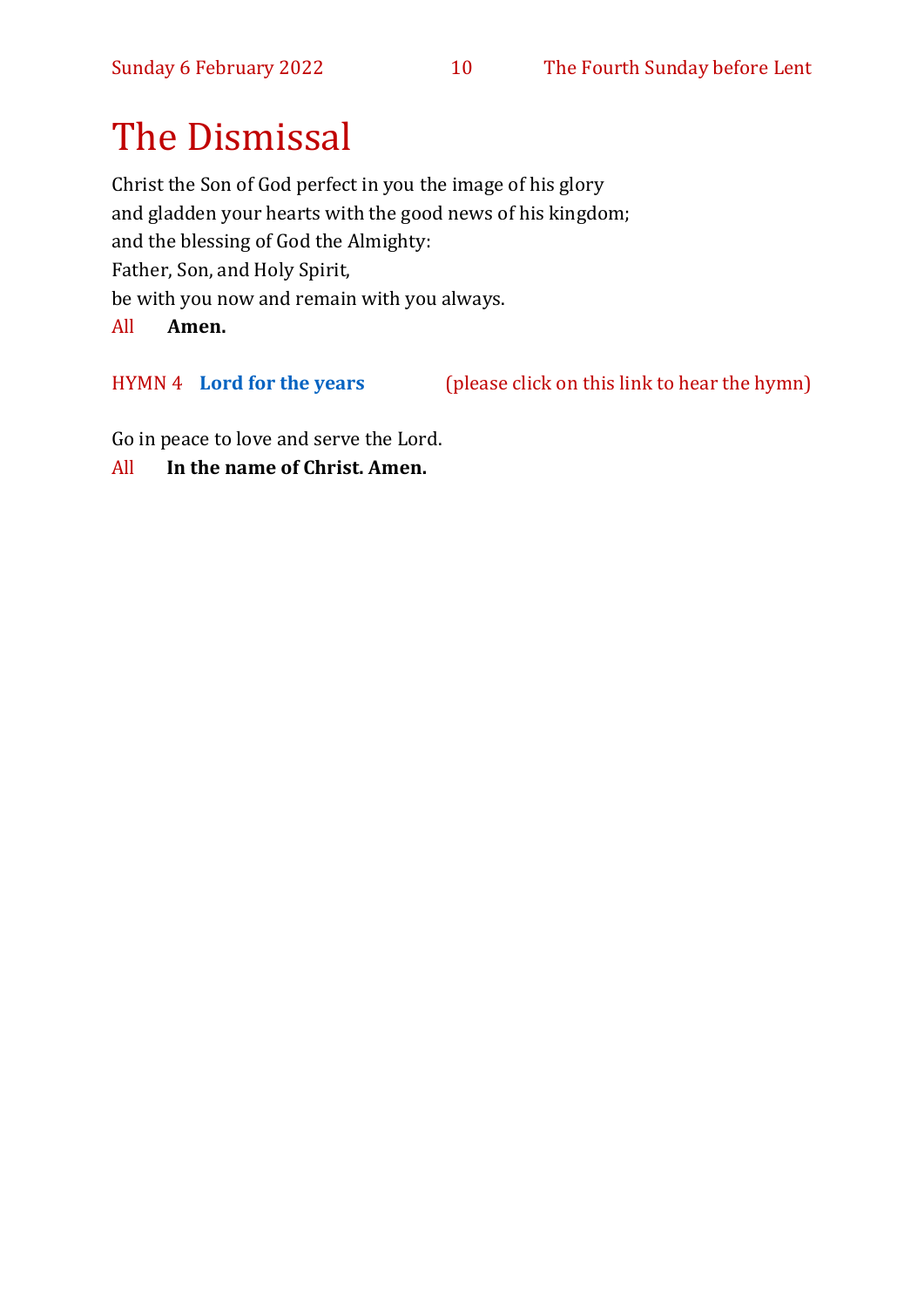# The Dismissal

Christ the Son of God perfect in you the image of his glory
and gladden your hearts with the good news of his kingdom;
and the blessing of God the Almighty:
Father, Son, and Holy Spirit,
be with you now and remain with you always.

All **Amen.**

HYMN 4 **Lord for the years** (please click on this link to hear the hymn)

Go in peace to love and serve the Lord.

All **In the name of Christ. Amen.**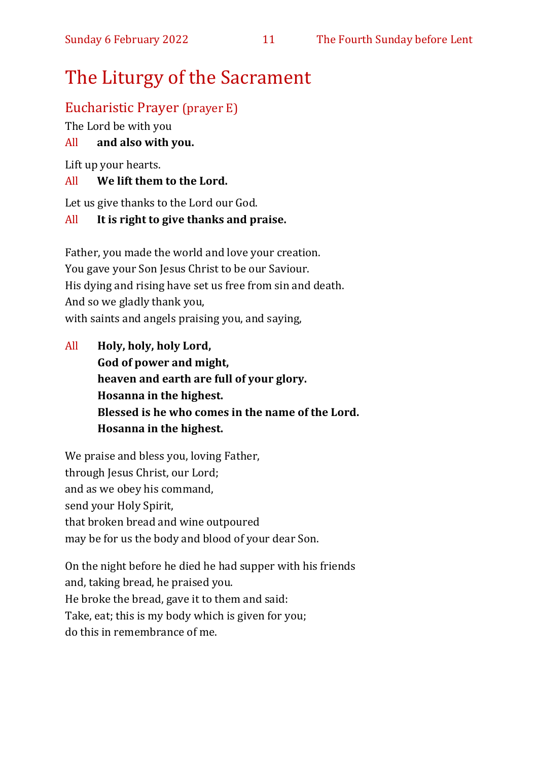# The Liturgy of the Sacrament

## Eucharistic Prayer (prayer E)

The Lord be with you

All **and also with you.**

Lift up your hearts.

All **We lift them to the Lord.**

Let us give thanks to the Lord our God.

All **It is right to give thanks and praise.**

Father, you made the world and love your creation.
You gave your Son Jesus Christ to be our Saviour.
His dying and rising have set us free from sin and death.
And so we gladly thank you,
with saints and angels praising you, and saying,

All **Holy, holy, holy Lord,**
**God of power and might,**
**heaven and earth are full of your glory.**
**Hosanna in the highest.**
**Blessed is he who comes in the name of the Lord.**
**Hosanna in the highest.**

We praise and bless you, loving Father,
through Jesus Christ, our Lord;
and as we obey his command,
send your Holy Spirit,
that broken bread and wine outpoured
may be for us the body and blood of your dear Son.

On the night before he died he had supper with his friends
and, taking bread, he praised you.
He broke the bread, gave it to them and said:
Take, eat; this is my body which is given for you;
do this in remembrance of me.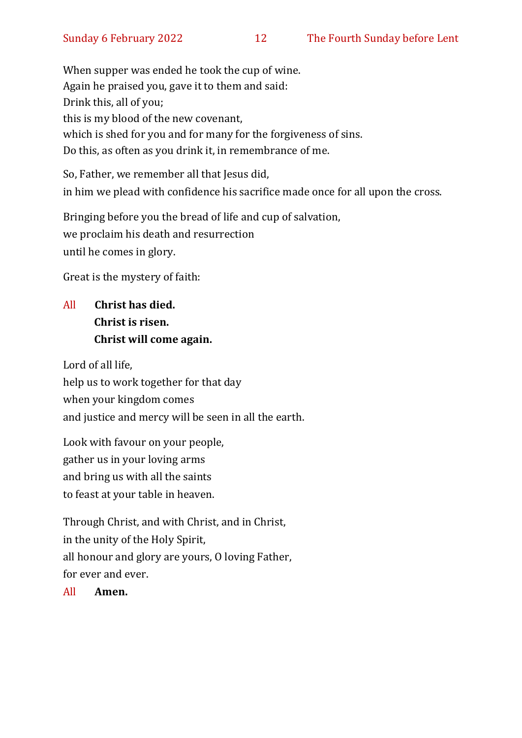When supper was ended he took the cup of wine.
Again he praised you, gave it to them and said:
Drink this, all of you;
this is my blood of the new covenant,
which is shed for you and for many for the forgiveness of sins.
Do this, as often as you drink it, in remembrance of me.

So, Father, we remember all that Jesus did,
in him we plead with confidence his sacrifice made once for all upon the cross.

Bringing before you the bread of life and cup of salvation,
we proclaim his death and resurrection
until he comes in glory.

Great is the mystery of faith:

All **Christ has died.**
**Christ is risen.**
**Christ will come again.**

Lord of all life,
help us to work together for that day
when your kingdom comes
and justice and mercy will be seen in all the earth.

Look with favour on your people,
gather us in your loving arms
and bring us with all the saints
to feast at your table in heaven.

Through Christ, and with Christ, and in Christ,
in the unity of the Holy Spirit,
all honour and glory are yours, O loving Father,
for ever and ever.

All **Amen.**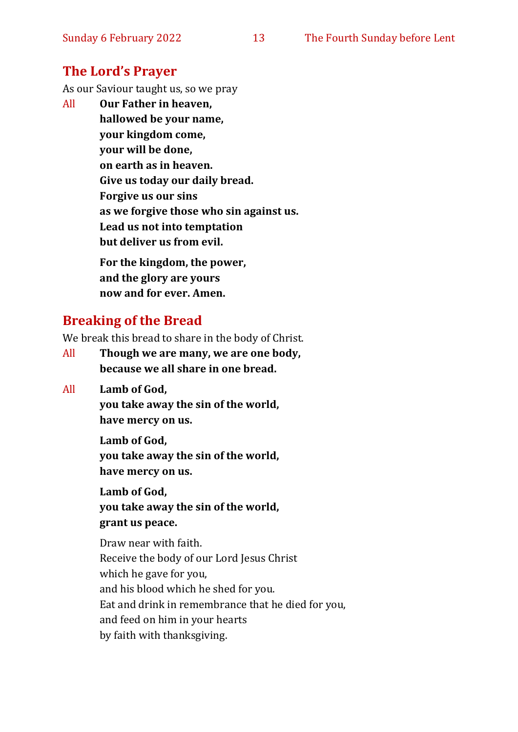## The Lord's Prayer

As our Saviour taught us, so we pray

All **Our Father in heaven,**
**hallowed be your name,**
**your kingdom come,**
**your will be done,**
**on earth as in heaven.**
**Give us today our daily bread.**
**Forgive us our sins**
**as we forgive those who sin against us.**
**Lead us not into temptation**
**but deliver us from evil.**

**For the kingdom, the power,**
**and the glory are yours**
**now and for ever. Amen.**

## Breaking of the Bread

We break this bread to share in the body of Christ.

All **Though we are many, we are one body,**
**because we all share in one bread.**

All **Lamb of God,**
**you take away the sin of the world,**
**have mercy on us.**

**Lamb of God,**
**you take away the sin of the world,**
**have mercy on us.**

**Lamb of God,**
**you take away the sin of the world,**
**grant us peace.**

Draw near with faith.
Receive the body of our Lord Jesus Christ
which he gave for you,
and his blood which he shed for you.
Eat and drink in remembrance that he died for you,
and feed on him in your hearts
by faith with thanksgiving.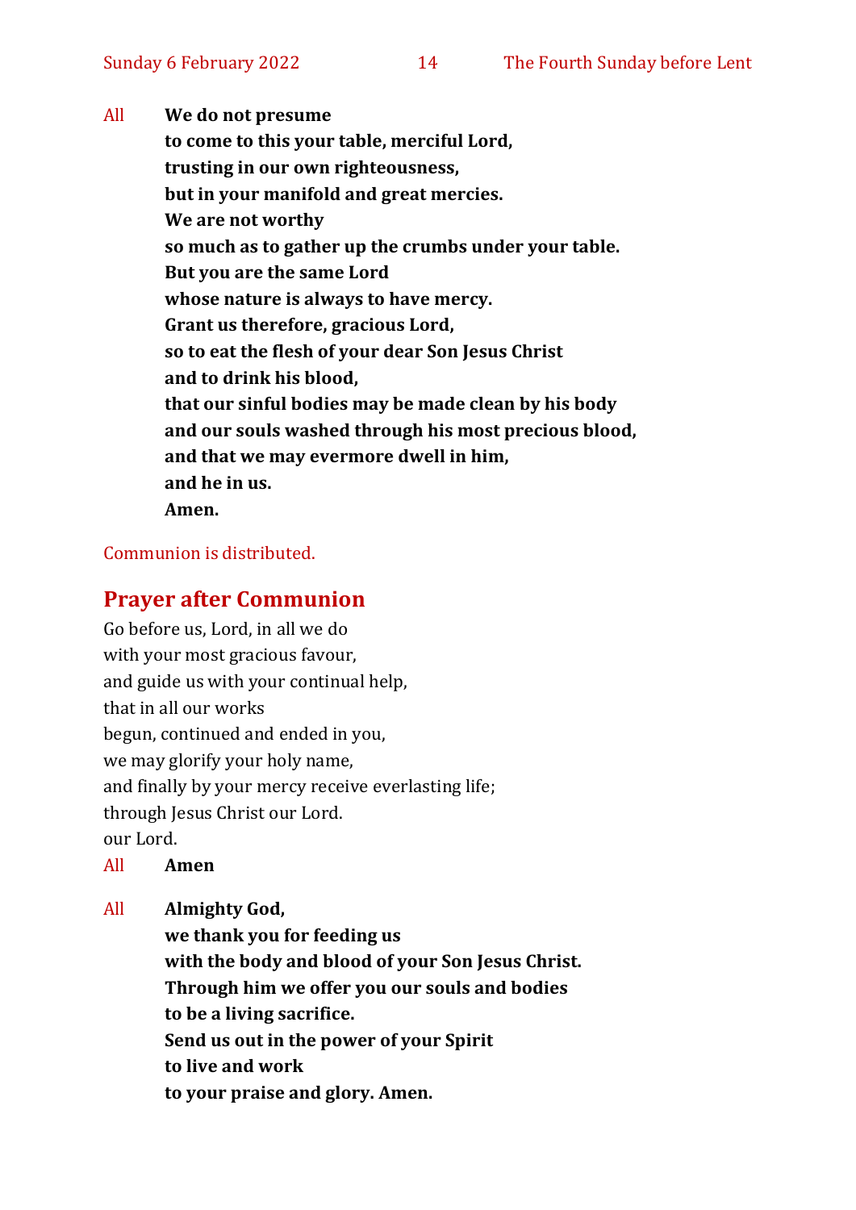All **We do not presume**
**to come to this your table, merciful Lord,**
**trusting in our own righteousness,**
**but in your manifold and great mercies.**
**We are not worthy**
**so much as to gather up the crumbs under your table.**
**But you are the same Lord**
**whose nature is always to have mercy.**
**Grant us therefore, gracious Lord,**
**so to eat the flesh of your dear Son Jesus Christ**
**and to drink his blood,**
**that our sinful bodies may be made clean by his body**
**and our souls washed through his most precious blood,**
**and that we may evermore dwell in him,**
**and he in us.**
**Amen.**

Communion is distributed.

## Prayer after Communion

Go before us, Lord, in all we do
with your most gracious favour,
and guide us with your continual help,
that in all our works
begun, continued and ended in you,
we may glorify your holy name,
and finally by your mercy receive everlasting life;
through Jesus Christ our Lord.
our Lord.

All **Amen**

All **Almighty God,**
**we thank you for feeding us**
**with the body and blood of your Son Jesus Christ.**
**Through him we offer you our souls and bodies**
**to be a living sacrifice.**
**Send us out in the power of your Spirit**
**to live and work**
**to your praise and glory. Amen.**